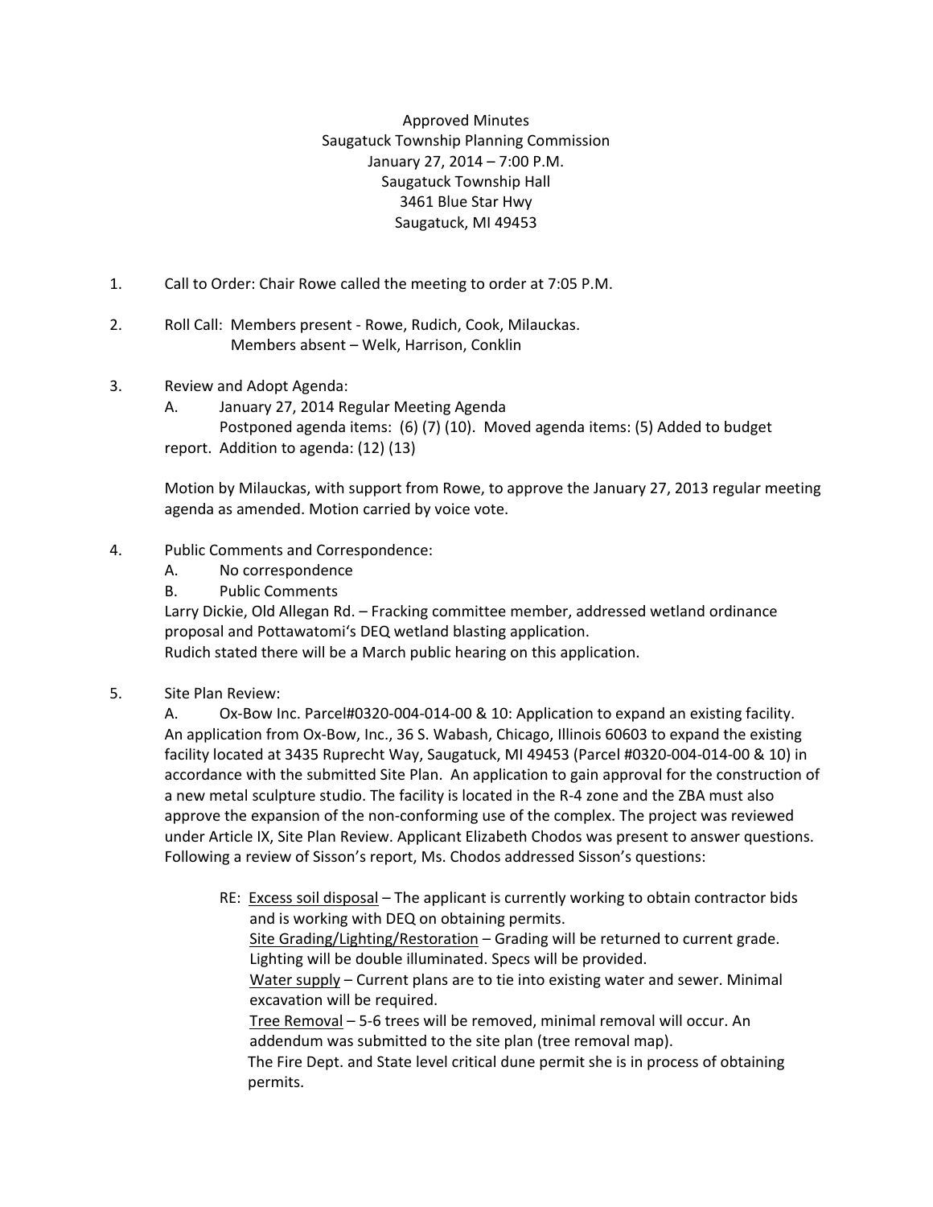Approved Minutes
Saugatuck Township Planning Commission
January 27, 2014 – 7:00 P.M.
Saugatuck Township Hall
3461 Blue Star Hwy
Saugatuck, MI 49453

1. Call to Order: Chair Rowe called the meeting to order at 7:05 P.M.

2. Roll Call: Members present - Rowe, Rudich, Cook, Milauckas.
   Members absent – Welk, Harrison, Conklin

3. Review and Adopt Agenda:
   A. January 27, 2014 Regular Meeting Agenda
   Postponed agenda items: (6) (7) (10). Moved agenda items: (5) Added to budget report. Addition to agenda: (12) (13)

   Motion by Milauckas, with support from Rowe, to approve the January 27, 2013 regular meeting agenda as amended. Motion carried by voice vote.

4. Public Comments and Correspondence:
   A. No correspondence
   B. Public Comments

   Larry Dickie, Old Allegan Rd. – Fracking committee member, addressed wetland ordinance proposal and Pottawatomi's DEQ wetland blasting application.
   Rudich stated there will be a March public hearing on this application.

5. Site Plan Review:
   A. Ox-Bow Inc. Parcel#0320-004-014-00 & 10: Application to expand an existing facility. An application from Ox-Bow, Inc., 36 S. Wabash, Chicago, Illinois 60603 to expand the existing facility located at 3435 Ruprecht Way, Saugatuck, MI 49453 (Parcel #0320-004-014-00 & 10) in accordance with the submitted Site Plan. An application to gain approval for the construction of a new metal sculpture studio. The facility is located in the R-4 zone and the ZBA must also approve the expansion of the non-conforming use of the complex. The project was reviewed under Article IX, Site Plan Review. Applicant Elizabeth Chodos was present to answer questions. Following a review of Sisson's report, Ms. Chodos addressed Sisson's questions:

   RE: Excess soil disposal – The applicant is currently working to obtain contractor bids and is working with DEQ on obtaining permits.
   Site Grading/Lighting/Restoration – Grading will be returned to current grade. Lighting will be double illuminated. Specs will be provided.
   Water supply – Current plans are to tie into existing water and sewer. Minimal excavation will be required.
   Tree Removal – 5-6 trees will be removed, minimal removal will occur. An addendum was submitted to the site plan (tree removal map).
   The Fire Dept. and State level critical dune permit she is in process of obtaining permits.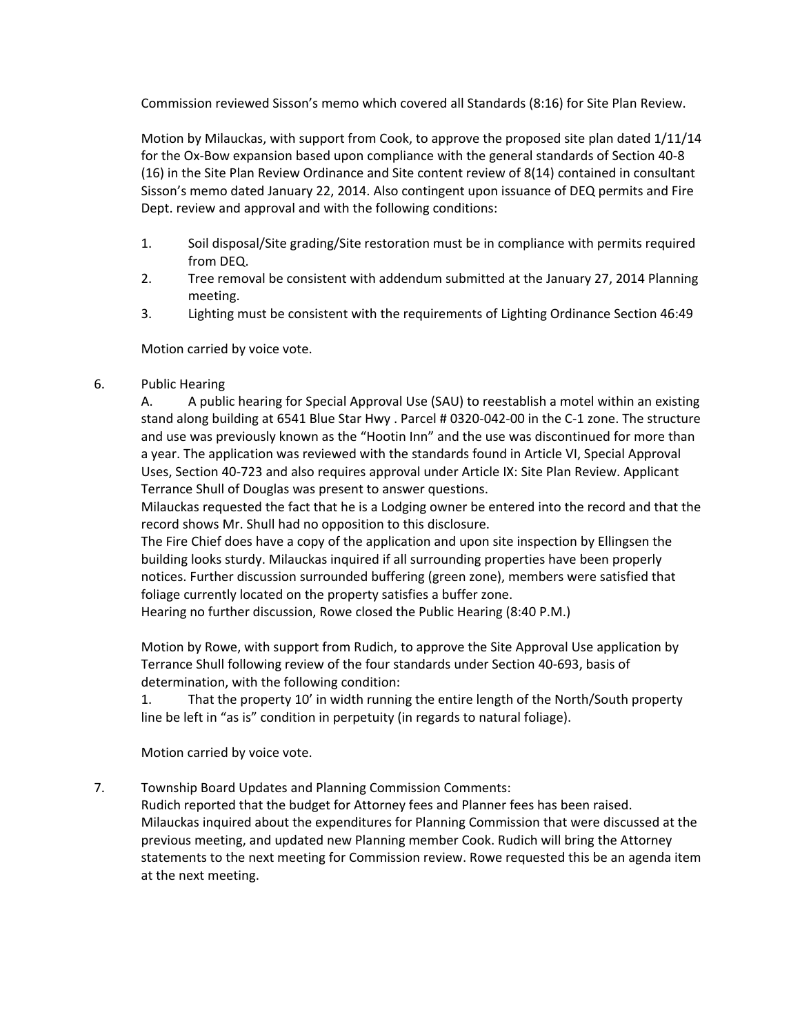Commission reviewed Sisson's memo which covered all Standards (8:16) for Site Plan Review.

Motion by Milauckas, with support from Cook, to approve the proposed site plan dated 1/11/14 for the Ox-Bow expansion based upon compliance with the general standards of Section 40-8 (16) in the Site Plan Review Ordinance and Site content review of 8(14) contained in consultant Sisson's memo dated January 22, 2014. Also contingent upon issuance of DEQ permits and Fire Dept. review and approval and with the following conditions:

1. Soil disposal/Site grading/Site restoration must be in compliance with permits required from DEQ.
2. Tree removal be consistent with addendum submitted at the January 27, 2014 Planning meeting.
3. Lighting must be consistent with the requirements of Lighting Ordinance Section 46:49

Motion carried by voice vote.

6. Public Hearing

A. A public hearing for Special Approval Use (SAU) to reestablish a motel within an existing stand along building at 6541 Blue Star Hwy . Parcel # 0320-042-00 in the C-1 zone. The structure and use was previously known as the "Hootin Inn" and the use was discontinued for more than a year. The application was reviewed with the standards found in Article VI, Special Approval Uses, Section 40-723 and also requires approval under Article IX: Site Plan Review. Applicant Terrance Shull of Douglas was present to answer questions.

Milauckas requested the fact that he is a Lodging owner be entered into the record and that the record shows Mr. Shull had no opposition to this disclosure.

The Fire Chief does have a copy of the application and upon site inspection by Ellingsen the building looks sturdy. Milauckas inquired if all surrounding properties have been properly notices. Further discussion surrounded buffering (green zone), members were satisfied that foliage currently located on the property satisfies a buffer zone.

Hearing no further discussion, Rowe closed the Public Hearing (8:40 P.M.)

Motion by Rowe, with support from Rudich, to approve the Site Approval Use application by Terrance Shull following review of the four standards under Section 40-693, basis of determination, with the following condition:

1. That the property 10' in width running the entire length of the North/South property line be left in "as is" condition in perpetuity (in regards to natural foliage).

Motion carried by voice vote.

7. Township Board Updates and Planning Commission Comments:

Rudich reported that the budget for Attorney fees and Planner fees has been raised. Milauckas inquired about the expenditures for Planning Commission that were discussed at the previous meeting, and updated new Planning member Cook. Rudich will bring the Attorney statements to the next meeting for Commission review. Rowe requested this be an agenda item at the next meeting.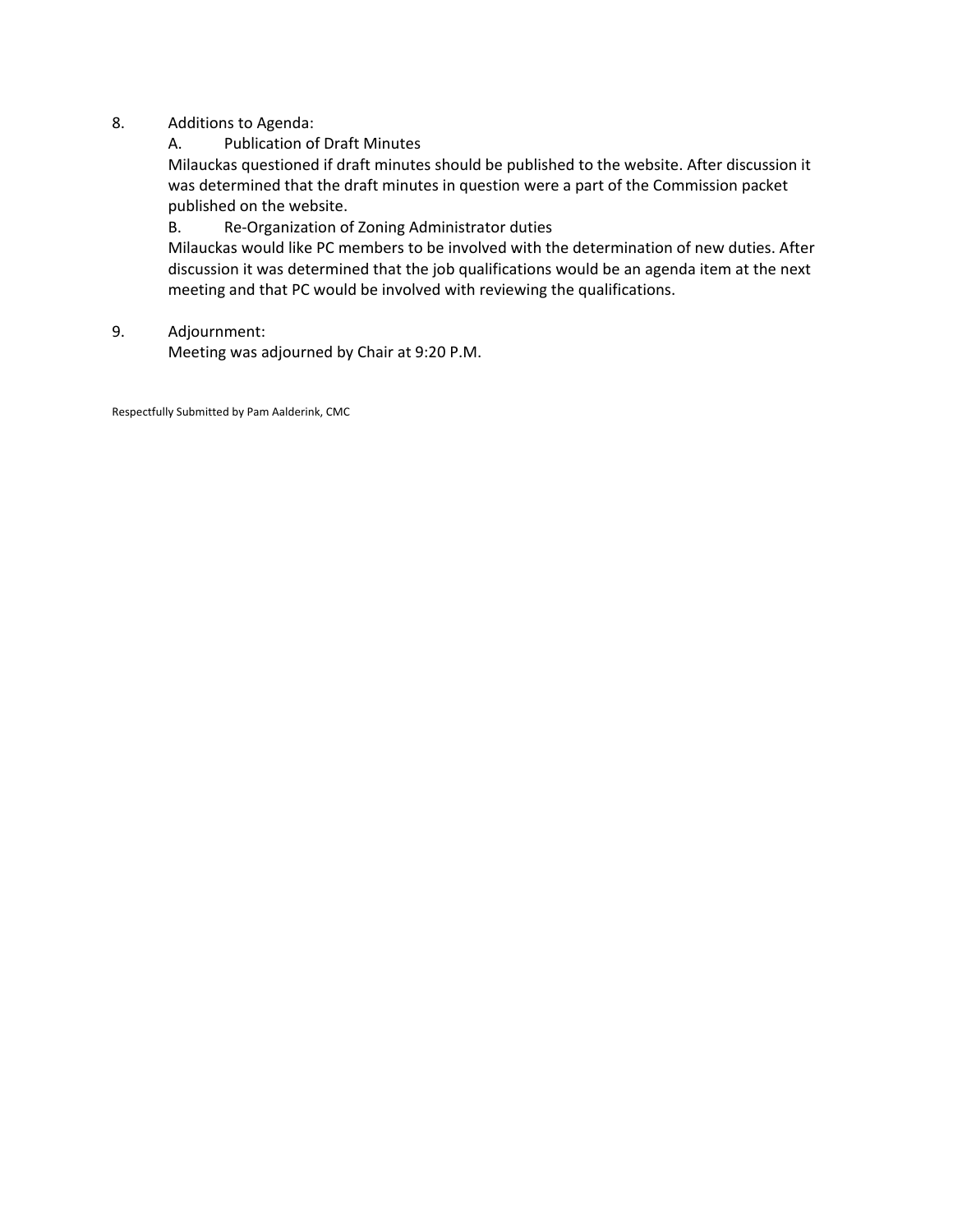8. Additions to Agenda:

   A. Publication of Draft Minutes

   Milauckas questioned if draft minutes should be published to the website. After discussion it was determined that the draft minutes in question were a part of the Commission packet published on the website.

   B. Re-Organization of Zoning Administrator duties

   Milauckas would like PC members to be involved with the determination of new duties. After discussion it was determined that the job qualifications would be an agenda item at the next meeting and that PC would be involved with reviewing the qualifications.

9. Adjournment:

   Meeting was adjourned by Chair at 9:20 P.M.

Respectfully Submitted by Pam Aalderink, CMC